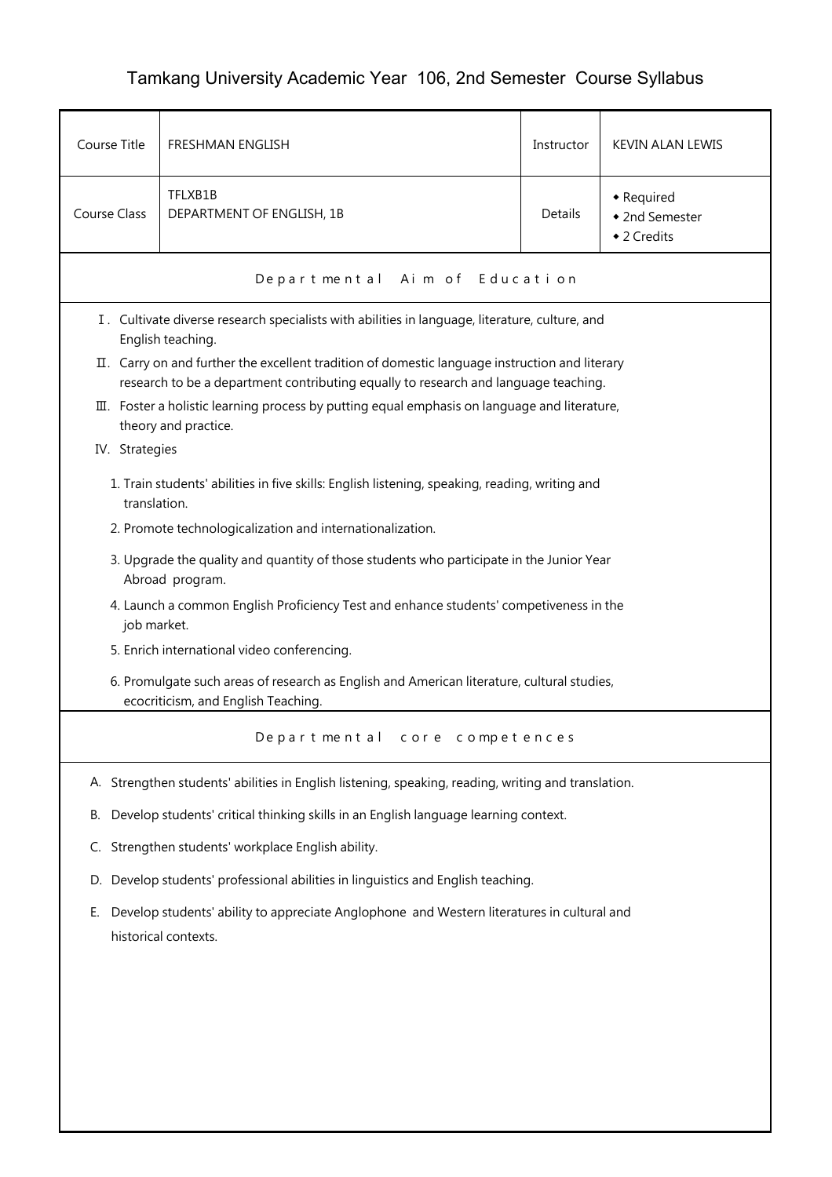# Tamkang University Academic Year 106, 2nd Semester Course Syllabus

| Course Title | FRESHMAN ENGLISH | Instructor | KEVIN ALAN LEWIS |
|---|---|---|---|
| Course Class | TFLXB1B<br>DEPARTMENT OF ENGLISH, 1B | Details | ◆ Required<br>◆ 2nd Semester<br>◆ 2 Credits |

## Departmental Aim of Education

Ⅰ. Cultivate diverse research specialists with abilities in language, literature, culture, and English teaching.

Ⅱ. Carry on and further the excellent tradition of domestic language instruction and literary research to be a department contributing equally to research and language teaching.

Ⅲ. Foster a holistic learning process by putting equal emphasis on language and literature, theory and practice.

IV. Strategies

1. Train students' abilities in five skills: English listening, speaking, reading, writing and translation.
2. Promote technologicalization and internationalization.
3. Upgrade the quality and quantity of those students who participate in the Junior Year Abroad program.
4. Launch a common English Proficiency Test and enhance students' competiveness in the job market.
5. Enrich international video conferencing.
6. Promulgate such areas of research as English and American literature, cultural studies, ecocriticism, and English Teaching.

## Departmental core competences

A. Strengthen students' abilities in English listening, speaking, reading, writing and translation.

B. Develop students' critical thinking skills in an English language learning context.

C. Strengthen students' workplace English ability.

D. Develop students' professional abilities in linguistics and English teaching.

E. Develop students' ability to appreciate Anglophone and Western literatures in cultural and historical contexts.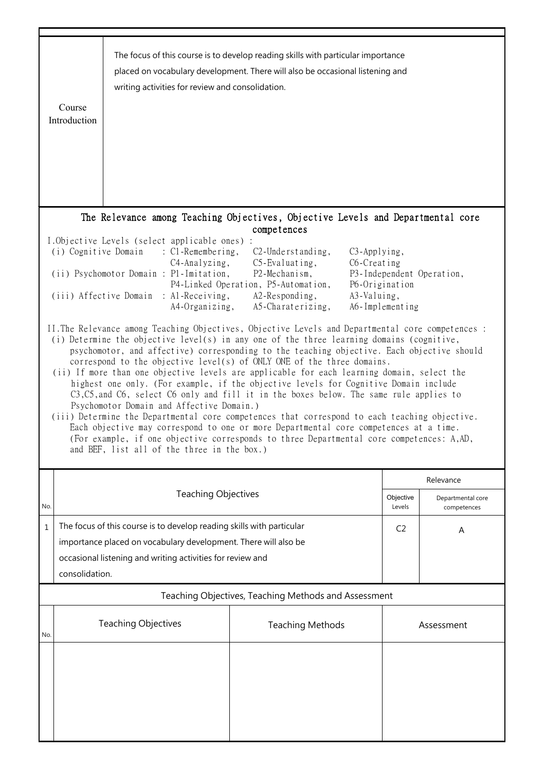| Course Introduction | The focus of this course is to develop reading skills with particular importance placed on vocabulary development. There will also be occasional listening and writing activities for review and consolidation. |
|---|---|

## The Relevance among Teaching Objectives, Objective Levels and Departmental core competences

I.Objective Levels (select applicable ones) :

(i) Cognitive Domain : C1-Remembering, C2-Understanding, C3-Applying, C4-Analyzing, C5-Evaluating, C6-Creating

(ii) Psychomotor Domain : P1-Imitation, P2-Mechanism, P3-Independent Operation, P4-Linked Operation, P5-Automation, P6-Origination

(iii) Affective Domain : A1-Receiving, A2-Responding, A3-Valuing, A4-Organizing, A5-Charaterizing, A6-Implementing

II.The Relevance among Teaching Objectives, Objective Levels and Departmental core competences :

(i) Determine the objective level(s) in any one of the three learning domains (cognitive, psychomotor, and affective) corresponding to the teaching objective. Each objective should correspond to the objective level(s) of ONLY ONE of the three domains.

(ii) If more than one objective levels are applicable for each learning domain, select the highest one only. (For example, if the objective levels for Cognitive Domain include C3,C5,and C6, select C6 only and fill it in the boxes below. The same rule applies to Psychomotor Domain and Affective Domain.)

(iii) Determine the Departmental core competences that correspond to each teaching objective. Each objective may correspond to one or more Departmental core competences at a time. (For example, if one objective corresponds to three Departmental core competences: A,AD, and BEF, list all of the three in the box.)

| No. | Teaching Objectives | Relevance | |
|---|---|---|---|
| | | Objective Levels | Departmental core competences |
| 1 | The focus of this course is to develop reading skills with particular importance placed on vocabulary development. There will also be occasional listening and writing activities for review and consolidation. | C2 | A |

## Teaching Objectives, Teaching Methods and Assessment

| No. | Teaching Objectives | Teaching Methods | Assessment |
|---|---|---|---|
| | | | |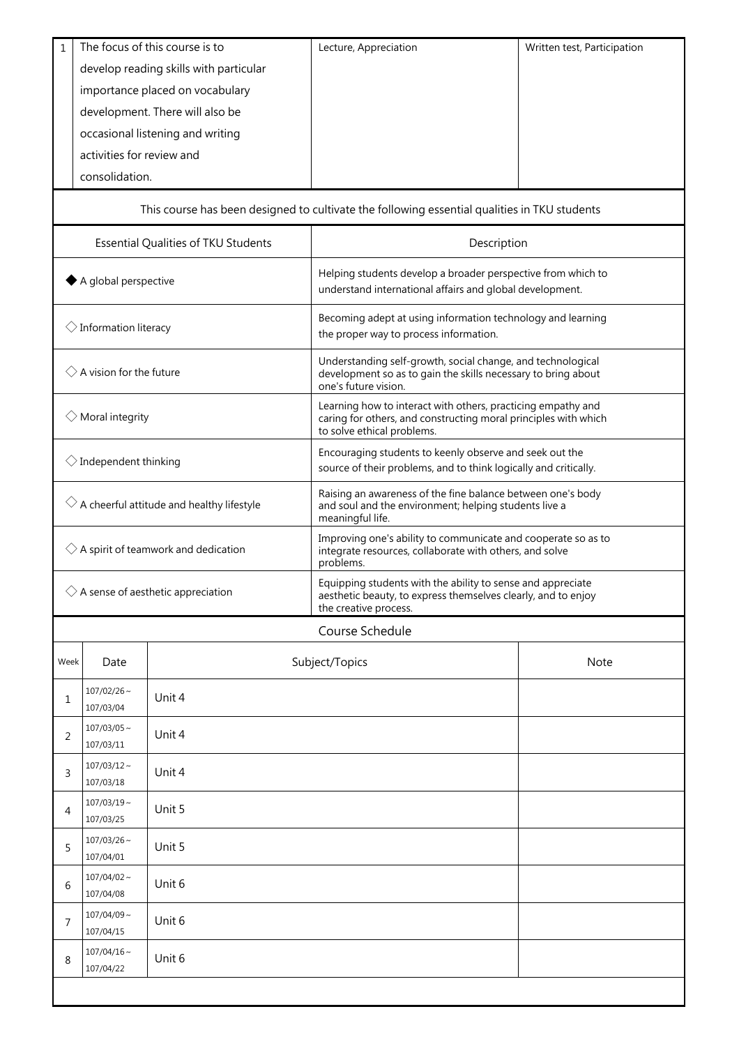| 1 | The focus of this course is to develop reading skills with particular importance placed on vocabulary development. There will also be occasional listening and writing activities for review and consolidation. | Lecture, Appreciation | Written test, Participation |
|---|---|---|---|

This course has been designed to cultivate the following essential qualities in TKU students

| Essential Qualities of TKU Students | Description |
|---|---|
| ◆ A global perspective | Helping students develop a broader perspective from which to understand international affairs and global development. |
| ◇ Information literacy | Becoming adept at using information technology and learning the proper way to process information. |
| ◇ A vision for the future | Understanding self-growth, social change, and technological development so as to gain the skills necessary to bring about one's future vision. |
| ◇ Moral integrity | Learning how to interact with others, practicing empathy and caring for others, and constructing moral principles with which to solve ethical problems. |
| ◇ Independent thinking | Encouraging students to keenly observe and seek out the source of their problems, and to think logically and critically. |
| ◇ A cheerful attitude and healthy lifestyle | Raising an awareness of the fine balance between one's body and soul and the environment; helping students live a meaningful life. |
| ◇ A spirit of teamwork and dedication | Improving one's ability to communicate and cooperate so as to integrate resources, collaborate with others, and solve problems. |
| ◇ A sense of aesthetic appreciation | Equipping students with the ability to sense and appreciate aesthetic beauty, to express themselves clearly, and to enjoy the creative process. |

Course Schedule

| Week | Date | Subject/Topics | Note |
|---|---|---|---|
| 1 | 107/02/26 ~ 107/03/04 | Unit 4 | |
| 2 | 107/03/05 ~ 107/03/11 | Unit 4 | |
| 3 | 107/03/12 ~ 107/03/18 | Unit 4 | |
| 4 | 107/03/19 ~ 107/03/25 | Unit 5 | |
| 5 | 107/03/26 ~ 107/04/01 | Unit 5 | |
| 6 | 107/04/02 ~ 107/04/08 | Unit 6 | |
| 7 | 107/04/09 ~ 107/04/15 | Unit 6 | |
| 8 | 107/04/16 ~ 107/04/22 | Unit 6 | |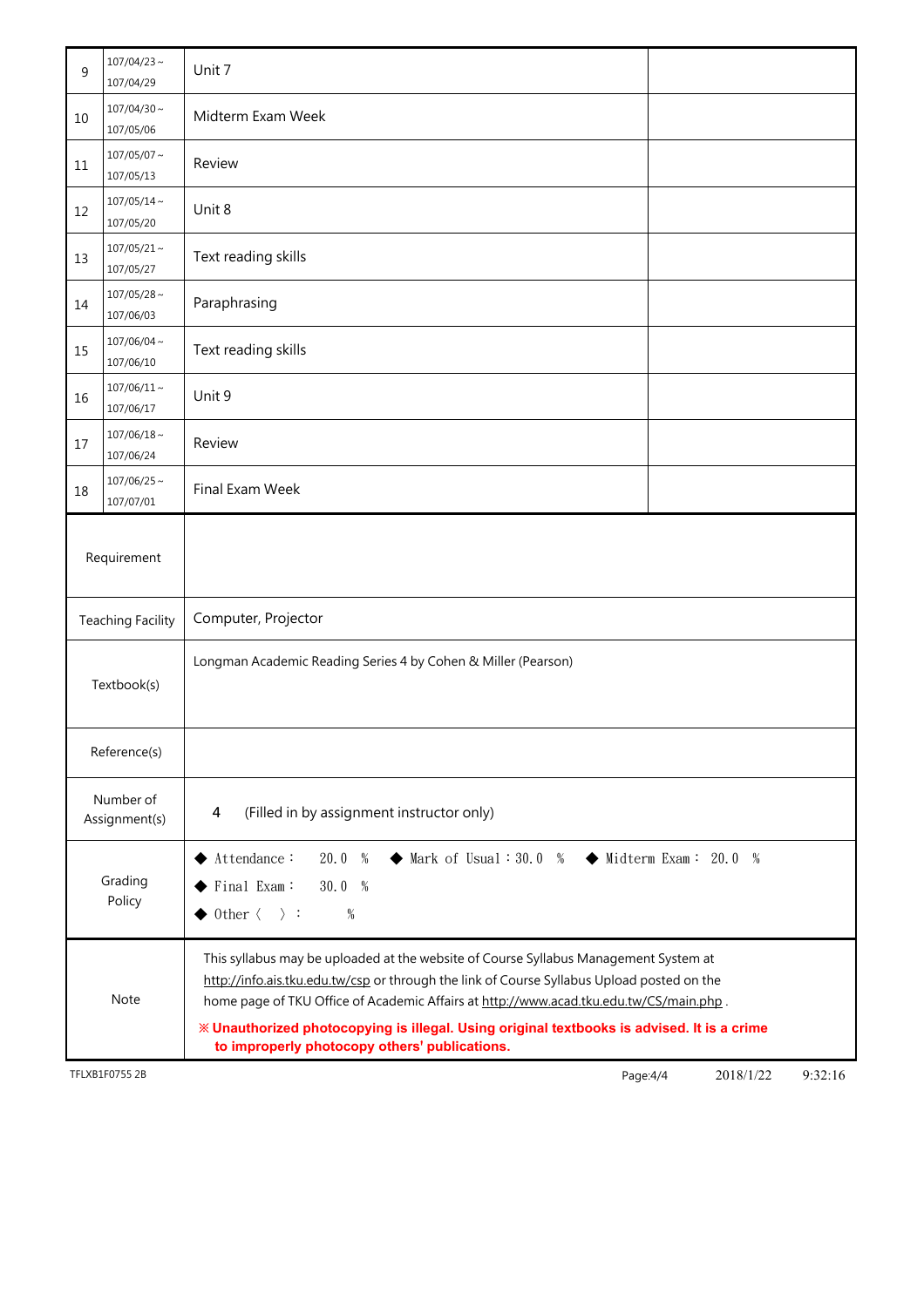| | | | |
|---|---|---|---|
| 9 | 107/04/23～107/04/29 | Unit 7 | |
| 10 | 107/04/30～107/05/06 | Midterm Exam Week | |
| 11 | 107/05/07～107/05/13 | Review | |
| 12 | 107/05/14～107/05/20 | Unit 8 | |
| 13 | 107/05/21～107/05/27 | Text reading skills | |
| 14 | 107/05/28～107/06/03 | Paraphrasing | |
| 15 | 107/06/04～107/06/10 | Text reading skills | |
| 16 | 107/06/11～107/06/17 | Unit 9 | |
| 17 | 107/06/18～107/06/24 | Review | |
| 18 | 107/06/25～107/07/01 | Final Exam Week | |

| | |
|---|---|
| Requirement | |
| Teaching Facility | Computer, Projector |
| Textbook(s) | Longman Academic Reading Series 4 by Cohen & Miller (Pearson) |
| Reference(s) | |
| Number of Assignment(s) | 4 (Filled in by assignment instructor only) |
| Grading Policy | ◆ Attendance： 20.0 % ◆ Mark of Usual：30.0 % ◆ Midterm Exam： 20.0 %<br>◆ Final Exam： 30.0 %<br>◆ Other〈 〉： % |
| Note | This syllabus may be uploaded at the website of Course Syllabus Management System at http://info.ais.tku.edu.tw/csp or through the link of Course Syllabus Upload posted on the home page of TKU Office of Academic Affairs at http://www.acad.tku.edu.tw/CS/main.php .<br>**※ Unauthorized photocopying is illegal. Using original textbooks is advised. It is a crime to improperly photocopy others' publications.** |

TFLXB1F0755 2B 2018/1/22 9:32:16